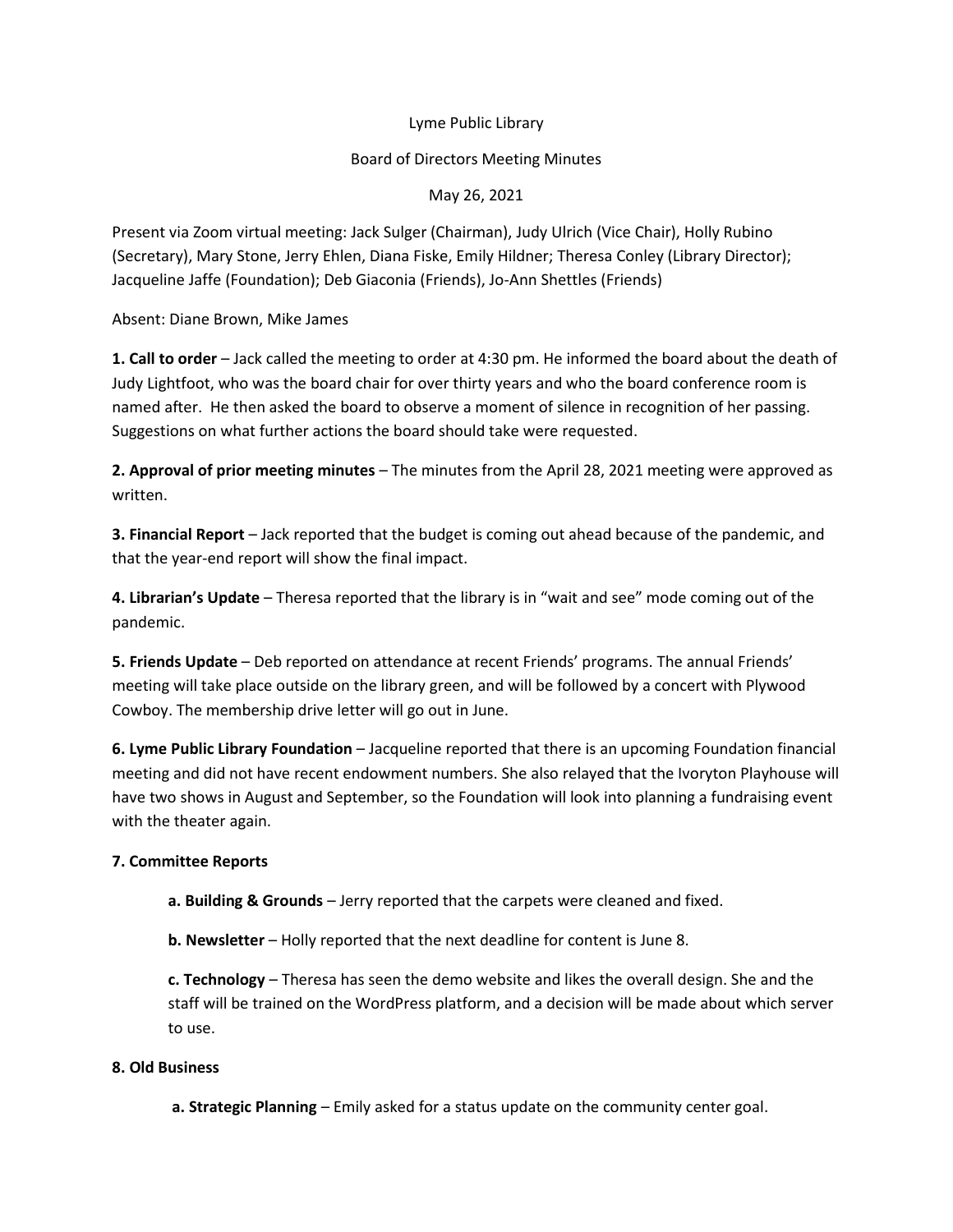# Lyme Public Library

## Board of Directors Meeting Minutes

May 26, 2021

Present via Zoom virtual meeting: Jack Sulger (Chairman), Judy Ulrich (Vice Chair), Holly Rubino (Secretary), Mary Stone, Jerry Ehlen, Diana Fiske, Emily Hildner; Theresa Conley (Library Director); Jacqueline Jaffe (Foundation); Deb Giaconia (Friends), Jo-Ann Shettles (Friends)

Absent: Diane Brown, Mike James

**1. Call to order** – Jack called the meeting to order at 4:30 pm. He informed the board about the death of Judy Lightfoot, who was the board chair for over thirty years and who the board conference room is named after. He then asked the board to observe a moment of silence in recognition of her passing. Suggestions on what further actions the board should take were requested.

**2. Approval of prior meeting minutes** – The minutes from the April 28, 2021 meeting were approved as written.

**3. Financial Report** – Jack reported that the budget is coming out ahead because of the pandemic, and that the year-end report will show the final impact.

**4. Librarian's Update** – Theresa reported that the library is in "wait and see" mode coming out of the pandemic.

**5. Friends Update** – Deb reported on attendance at recent Friends' programs. The annual Friends' meeting will take place outside on the library green, and will be followed by a concert with Plywood Cowboy. The membership drive letter will go out in June.

**6. Lyme Public Library Foundation** – Jacqueline reported that there is an upcoming Foundation financial meeting and did not have recent endowment numbers. She also relayed that the Ivoryton Playhouse will have two shows in August and September, so the Foundation will look into planning a fundraising event with the theater again.

**7. Committee Reports**

- **a. Building & Grounds** – Jerry reported that the carpets were cleaned and fixed.
- **b. Newsletter** – Holly reported that the next deadline for content is June 8.
- **c. Technology** – Theresa has seen the demo website and likes the overall design. She and the staff will be trained on the WordPress platform, and a decision will be made about which server to use.

**8. Old Business**

- **a. Strategic Planning** – Emily asked for a status update on the community center goal.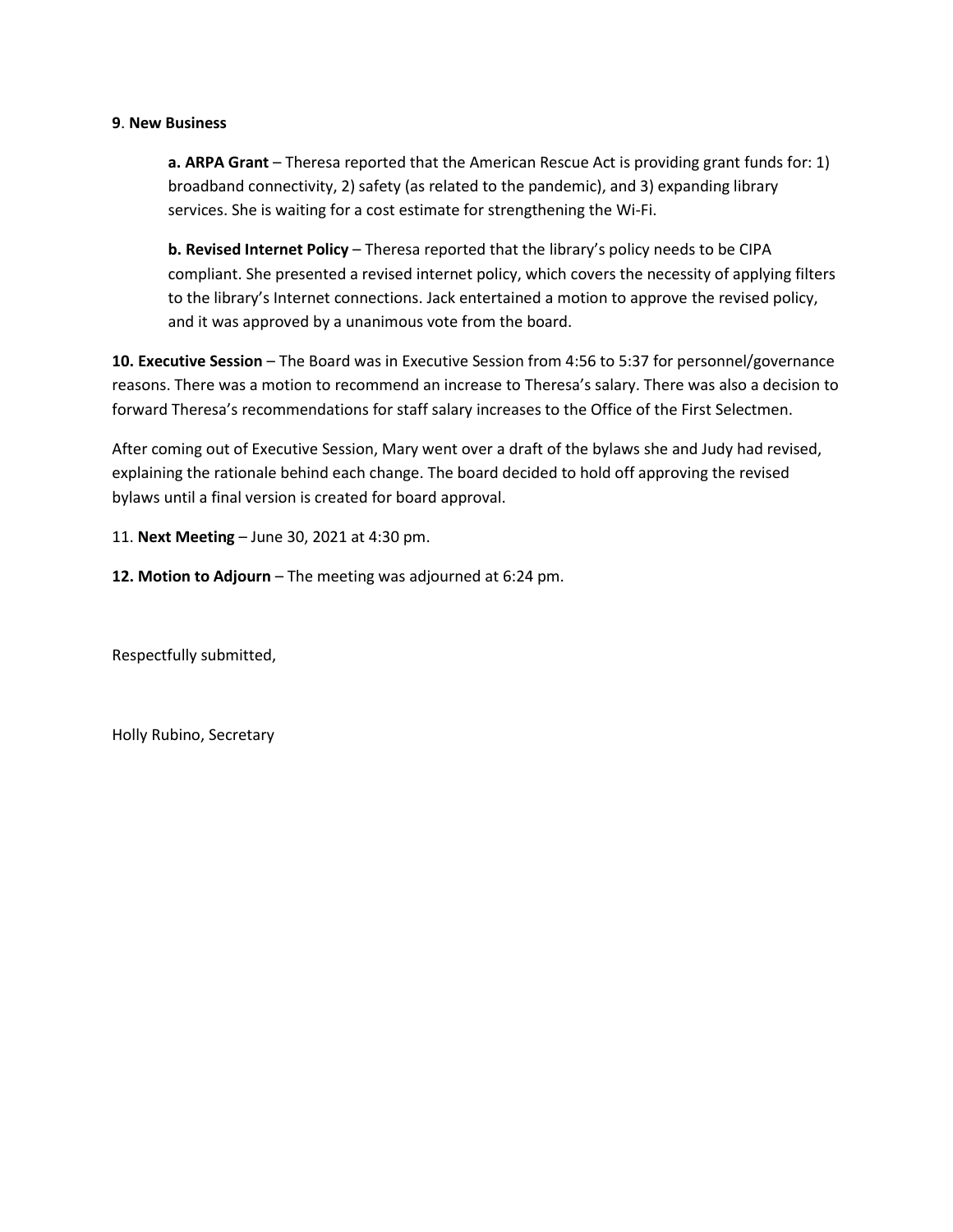**9**. **New Business**

> **a. ARPA Grant** – Theresa reported that the American Rescue Act is providing grant funds for: 1) broadband connectivity, 2) safety (as related to the pandemic), and 3) expanding library services. She is waiting for a cost estimate for strengthening the Wi-Fi.
>
> **b. Revised Internet Policy** – Theresa reported that the library's policy needs to be CIPA compliant. She presented a revised internet policy, which covers the necessity of applying filters to the library's Internet connections. Jack entertained a motion to approve the revised policy, and it was approved by a unanimous vote from the board.

**10. Executive Session** – The Board was in Executive Session from 4:56 to 5:37 for personnel/governance reasons. There was a motion to recommend an increase to Theresa's salary. There was also a decision to forward Theresa's recommendations for staff salary increases to the Office of the First Selectmen.

After coming out of Executive Session, Mary went over a draft of the bylaws she and Judy had revised, explaining the rationale behind each change. The board decided to hold off approving the revised bylaws until a final version is created for board approval.

11. **Next Meeting** – June 30, 2021 at 4:30 pm.

**12. Motion to Adjourn** – The meeting was adjourned at 6:24 pm.

Respectfully submitted,

Holly Rubino, Secretary